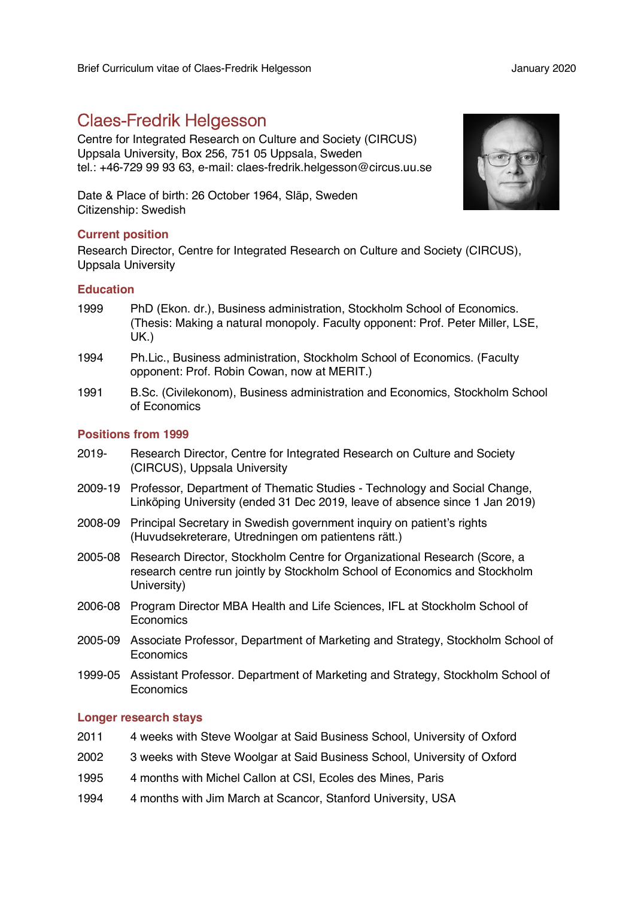Brief Curriculum vitae of Claes-Fredrik Helgesson — January 2020

# Claes-Fredrik Helgesson

Centre for Integrated Research on Culture and Society (CIRCUS)
Uppsala University, Box 256, 751 05 Uppsala, Sweden
tel.: +46-729 99 93 63, e-mail: claes-fredrik.helgesson@circus.uu.se

Date & Place of birth: 26 October 1964, Släp, Sweden
Citizenship: Swedish

## Current position

Research Director, Centre for Integrated Research on Culture and Society (CIRCUS), Uppsala University

## Education

1999 PhD (Ekon. dr.), Business administration, Stockholm School of Economics. (Thesis: Making a natural monopoly. Faculty opponent: Prof. Peter Miller, LSE, UK.)

1994 Ph.Lic., Business administration, Stockholm School of Economics. (Faculty opponent: Prof. Robin Cowan, now at MERIT.)

1991 B.Sc. (Civilekonom), Business administration and Economics, Stockholm School of Economics

## Positions from 1999

2019- Research Director, Centre for Integrated Research on Culture and Society (CIRCUS), Uppsala University

2009-19 Professor, Department of Thematic Studies - Technology and Social Change, Linköping University (ended 31 Dec 2019, leave of absence since 1 Jan 2019)

2008-09 Principal Secretary in Swedish government inquiry on patient's rights (Huvudsekreterare, Utredningen om patientens rätt.)

2005-08 Research Director, Stockholm Centre for Organizational Research (Score, a research centre run jointly by Stockholm School of Economics and Stockholm University)

2006-08 Program Director MBA Health and Life Sciences, IFL at Stockholm School of Economics

2005-09 Associate Professor, Department of Marketing and Strategy, Stockholm School of Economics

1999-05 Assistant Professor. Department of Marketing and Strategy, Stockholm School of Economics

## Longer research stays

2011 4 weeks with Steve Woolgar at Said Business School, University of Oxford

2002 3 weeks with Steve Woolgar at Said Business School, University of Oxford

1995 4 months with Michel Callon at CSI, Ecoles des Mines, Paris

1994 4 months with Jim March at Scancor, Stanford University, USA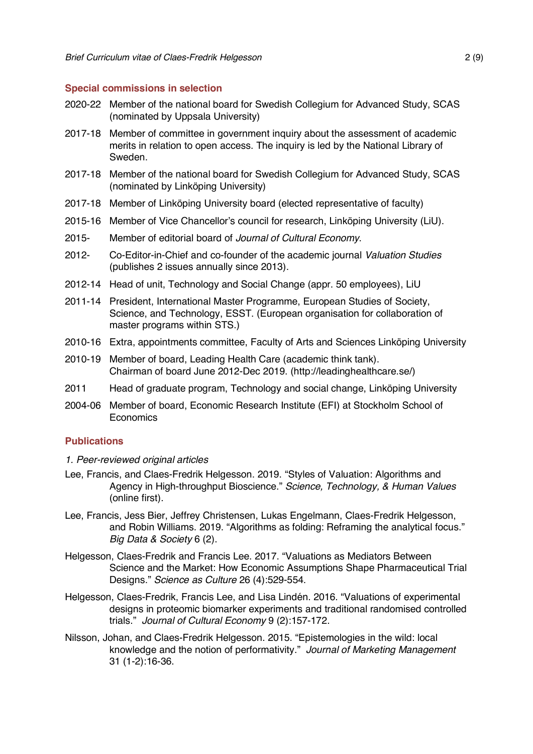## Special commissions in selection

2020-22 Member of the national board for Swedish Collegium for Advanced Study, SCAS (nominated by Uppsala University)

2017-18 Member of committee in government inquiry about the assessment of academic merits in relation to open access. The inquiry is led by the National Library of Sweden.

2017-18 Member of the national board for Swedish Collegium for Advanced Study, SCAS (nominated by Linköping University)

2017-18 Member of Linköping University board (elected representative of faculty)

2015-16 Member of Vice Chancellor's council for research, Linköping University (LiU).

2015- Member of editorial board of *Journal of Cultural Economy*.

2012- Co-Editor-in-Chief and co-founder of the academic journal *Valuation Studies* (publishes 2 issues annually since 2013).

2012-14 Head of unit, Technology and Social Change (appr. 50 employees), LiU

2011-14 President, International Master Programme, European Studies of Society, Science, and Technology, ESST. (European organisation for collaboration of master programs within STS.)

2010-16 Extra, appointments committee, Faculty of Arts and Sciences Linköping University

2010-19 Member of board, Leading Health Care (academic think tank). Chairman of board June 2012-Dec 2019. (http://leadinghealthcare.se/)

2011 Head of graduate program, Technology and social change, Linköping University

2004-06 Member of board, Economic Research Institute (EFI) at Stockholm School of Economics

## Publications

*1. Peer-reviewed original articles*

Lee, Francis, and Claes-Fredrik Helgesson. 2019. "Styles of Valuation: Algorithms and Agency in High-throughput Bioscience." *Science, Technology, & Human Values* (online first).

Lee, Francis, Jess Bier, Jeffrey Christensen, Lukas Engelmann, Claes-Fredrik Helgesson, and Robin Williams. 2019. "Algorithms as folding: Reframing the analytical focus." *Big Data & Society* 6 (2).

Helgesson, Claes-Fredrik and Francis Lee. 2017. "Valuations as Mediators Between Science and the Market: How Economic Assumptions Shape Pharmaceutical Trial Designs." *Science as Culture* 26 (4):529-554.

Helgesson, Claes-Fredrik, Francis Lee, and Lisa Lindén. 2016. "Valuations of experimental designs in proteomic biomarker experiments and traditional randomised controlled trials." *Journal of Cultural Economy* 9 (2):157-172.

Nilsson, Johan, and Claes-Fredrik Helgesson. 2015. "Epistemologies in the wild: local knowledge and the notion of performativity." *Journal of Marketing Management* 31 (1-2):16-36.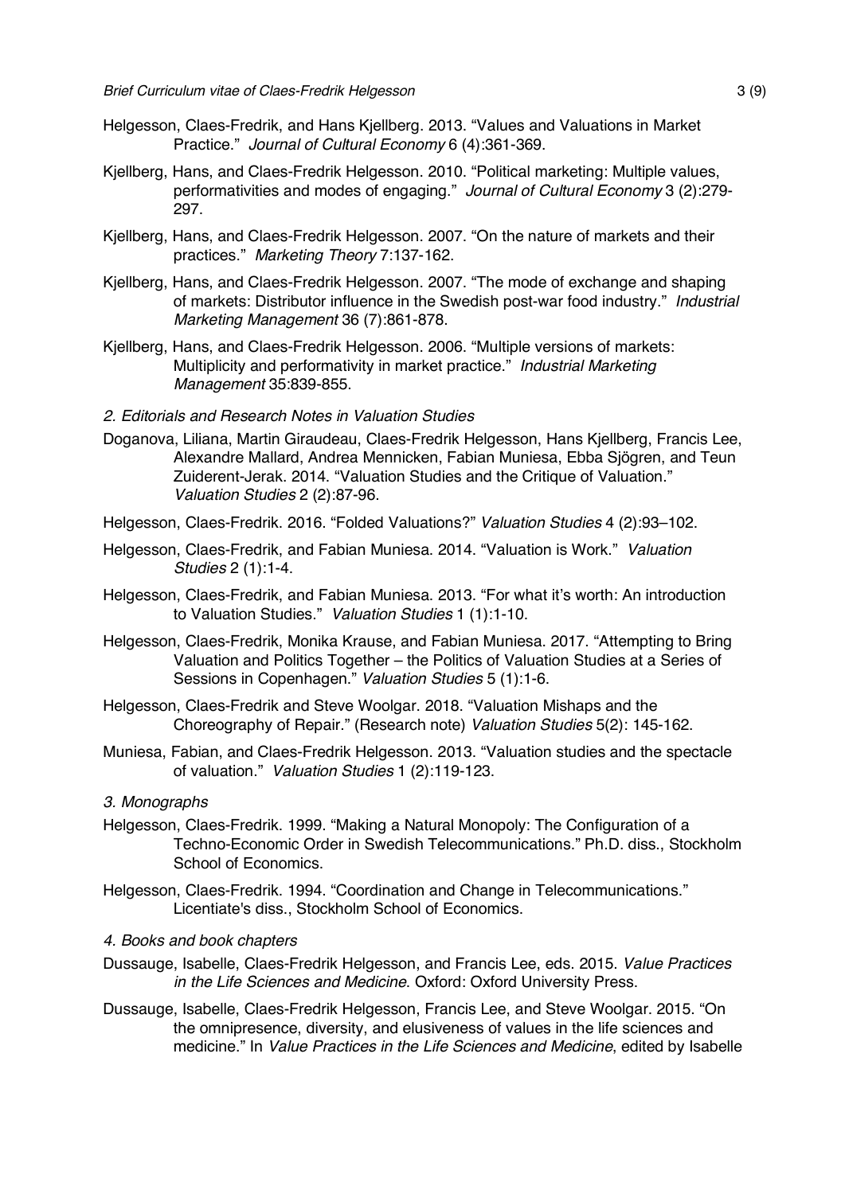Helgesson, Claes-Fredrik, and Hans Kjellberg. 2013. "Values and Valuations in Market Practice." *Journal of Cultural Economy* 6 (4):361-369.

Kjellberg, Hans, and Claes-Fredrik Helgesson. 2010. "Political marketing: Multiple values, performativities and modes of engaging." *Journal of Cultural Economy* 3 (2):279-297.

Kjellberg, Hans, and Claes-Fredrik Helgesson. 2007. "On the nature of markets and their practices." *Marketing Theory* 7:137-162.

Kjellberg, Hans, and Claes-Fredrik Helgesson. 2007. "The mode of exchange and shaping of markets: Distributor influence in the Swedish post-war food industry." *Industrial Marketing Management* 36 (7):861-878.

Kjellberg, Hans, and Claes-Fredrik Helgesson. 2006. "Multiple versions of markets: Multiplicity and performativity in market practice." *Industrial Marketing Management* 35:839-855.

*2. Editorials and Research Notes in Valuation Studies*

Doganova, Liliana, Martin Giraudeau, Claes-Fredrik Helgesson, Hans Kjellberg, Francis Lee, Alexandre Mallard, Andrea Mennicken, Fabian Muniesa, Ebba Sjögren, and Teun Zuiderent-Jerak. 2014. "Valuation Studies and the Critique of Valuation." *Valuation Studies* 2 (2):87-96.

Helgesson, Claes-Fredrik. 2016. "Folded Valuations?" *Valuation Studies* 4 (2):93–102.

Helgesson, Claes-Fredrik, and Fabian Muniesa. 2014. "Valuation is Work." *Valuation Studies* 2 (1):1-4.

Helgesson, Claes-Fredrik, and Fabian Muniesa. 2013. "For what it's worth: An introduction to Valuation Studies." *Valuation Studies* 1 (1):1-10.

Helgesson, Claes-Fredrik, Monika Krause, and Fabian Muniesa. 2017. "Attempting to Bring Valuation and Politics Together – the Politics of Valuation Studies at a Series of Sessions in Copenhagen." *Valuation Studies* 5 (1):1-6.

Helgesson, Claes-Fredrik and Steve Woolgar. 2018. "Valuation Mishaps and the Choreography of Repair." (Research note) *Valuation Studies* 5(2): 145-162.

Muniesa, Fabian, and Claes-Fredrik Helgesson. 2013. "Valuation studies and the spectacle of valuation." *Valuation Studies* 1 (2):119-123.

*3. Monographs*

Helgesson, Claes-Fredrik. 1999. "Making a Natural Monopoly: The Configuration of a Techno-Economic Order in Swedish Telecommunications." Ph.D. diss., Stockholm School of Economics.

Helgesson, Claes-Fredrik. 1994. "Coordination and Change in Telecommunications." Licentiate's diss., Stockholm School of Economics.

*4. Books and book chapters*

Dussauge, Isabelle, Claes-Fredrik Helgesson, and Francis Lee, eds. 2015. *Value Practices in the Life Sciences and Medicine*. Oxford: Oxford University Press.

Dussauge, Isabelle, Claes-Fredrik Helgesson, Francis Lee, and Steve Woolgar. 2015. "On the omnipresence, diversity, and elusiveness of values in the life sciences and medicine." In *Value Practices in the Life Sciences and Medicine*, edited by Isabelle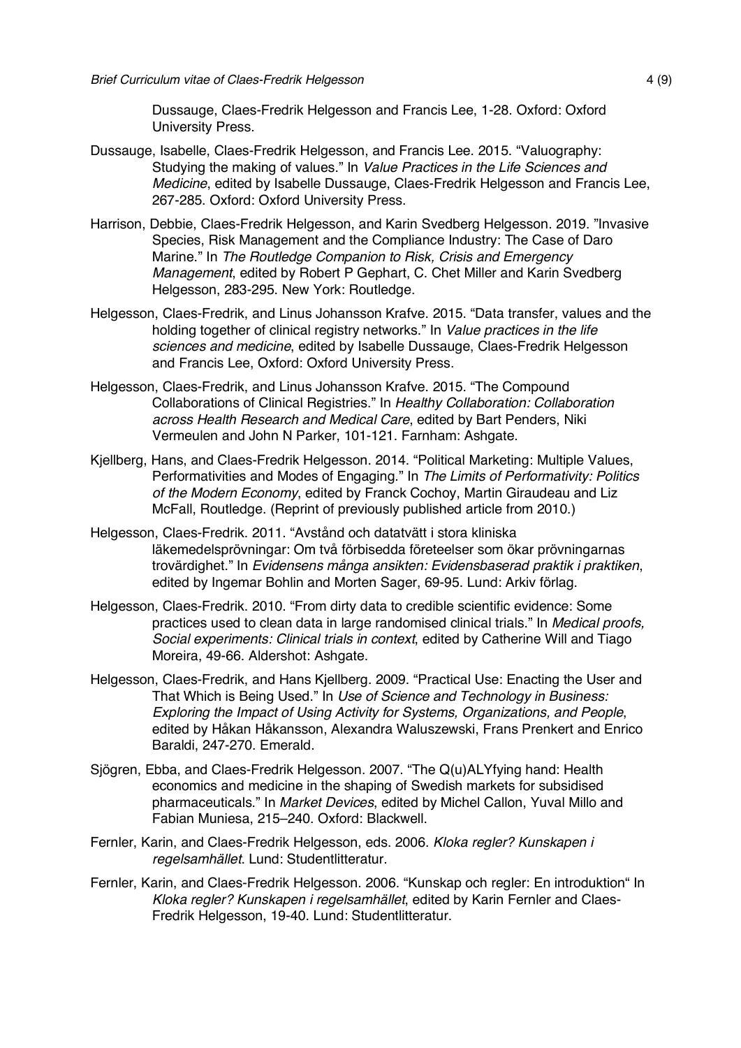Dussauge, Claes-Fredrik Helgesson and Francis Lee, 1-28. Oxford: Oxford University Press.

Dussauge, Isabelle, Claes-Fredrik Helgesson, and Francis Lee. 2015. "Valuography: Studying the making of values." In *Value Practices in the Life Sciences and Medicine*, edited by Isabelle Dussauge, Claes-Fredrik Helgesson and Francis Lee, 267-285. Oxford: Oxford University Press.

Harrison, Debbie, Claes-Fredrik Helgesson, and Karin Svedberg Helgesson. 2019. "Invasive Species, Risk Management and the Compliance Industry: The Case of Daro Marine." In *The Routledge Companion to Risk, Crisis and Emergency Management*, edited by Robert P Gephart, C. Chet Miller and Karin Svedberg Helgesson, 283-295. New York: Routledge.

Helgesson, Claes-Fredrik, and Linus Johansson Krafve. 2015. "Data transfer, values and the holding together of clinical registry networks." In *Value practices in the life sciences and medicine*, edited by Isabelle Dussauge, Claes-Fredrik Helgesson and Francis Lee, Oxford: Oxford University Press.

Helgesson, Claes-Fredrik, and Linus Johansson Krafve. 2015. "The Compound Collaborations of Clinical Registries." In *Healthy Collaboration: Collaboration across Health Research and Medical Care*, edited by Bart Penders, Niki Vermeulen and John N Parker, 101-121. Farnham: Ashgate.

Kjellberg, Hans, and Claes-Fredrik Helgesson. 2014. "Political Marketing: Multiple Values, Performativities and Modes of Engaging." In *The Limits of Performativity: Politics of the Modern Economy*, edited by Franck Cochoy, Martin Giraudeau and Liz McFall, Routledge. (Reprint of previously published article from 2010.)

Helgesson, Claes-Fredrik. 2011. "Avstånd och datatvätt i stora kliniska läkemedelsprövningar: Om två förbisedda företeelser som ökar prövningarnas trovärdighet." In *Evidensens många ansikten: Evidensbaserad praktik i praktiken*, edited by Ingemar Bohlin and Morten Sager, 69-95. Lund: Arkiv förlag.

Helgesson, Claes-Fredrik. 2010. "From dirty data to credible scientific evidence: Some practices used to clean data in large randomised clinical trials." In *Medical proofs, Social experiments: Clinical trials in context*, edited by Catherine Will and Tiago Moreira, 49-66. Aldershot: Ashgate.

Helgesson, Claes-Fredrik, and Hans Kjellberg. 2009. "Practical Use: Enacting the User and That Which is Being Used." In *Use of Science and Technology in Business: Exploring the Impact of Using Activity for Systems, Organizations, and People*, edited by Håkan Håkansson, Alexandra Waluszewski, Frans Prenkert and Enrico Baraldi, 247-270. Emerald.

Sjögren, Ebba, and Claes-Fredrik Helgesson. 2007. "The Q(u)ALYfying hand: Health economics and medicine in the shaping of Swedish markets for subsidised pharmaceuticals." In *Market Devices*, edited by Michel Callon, Yuval Millo and Fabian Muniesa, 215–240. Oxford: Blackwell.

Fernler, Karin, and Claes-Fredrik Helgesson, eds. 2006. *Kloka regler? Kunskapen i regelsamhället*. Lund: Studentlitteratur.

Fernler, Karin, and Claes-Fredrik Helgesson. 2006. "Kunskap och regler: En introduktion" In *Kloka regler? Kunskapen i regelsamhället*, edited by Karin Fernler and Claes-Fredrik Helgesson, 19-40. Lund: Studentlitteratur.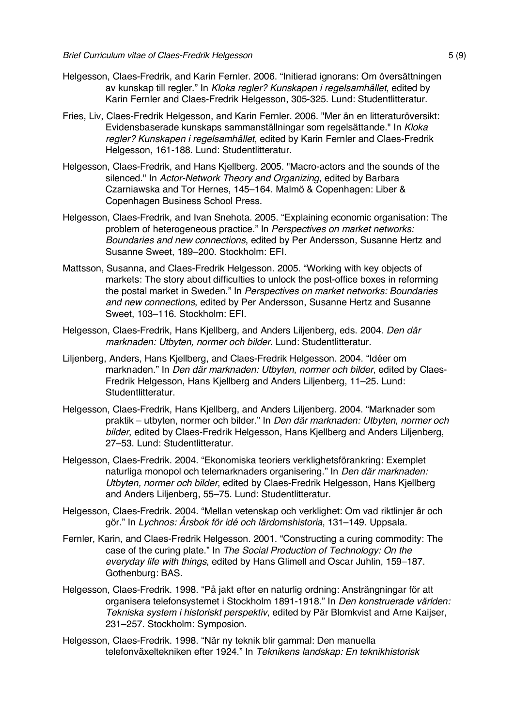Helgesson, Claes-Fredrik, and Karin Fernler. 2006. "Initierad ignorans: Om översättningen av kunskap till regler." In *Kloka regler? Kunskapen i regelsamhället*, edited by Karin Fernler and Claes-Fredrik Helgesson, 305-325. Lund: Studentlitteratur.

Fries, Liv, Claes-Fredrik Helgesson, and Karin Fernler. 2006. "Mer än en litteraturöversikt: Evidensbaserade kunskaps sammanställningar som regelsättande." In *Kloka regler? Kunskapen i regelsamhället*, edited by Karin Fernler and Claes-Fredrik Helgesson, 161-188. Lund: Studentlitteratur.

Helgesson, Claes-Fredrik, and Hans Kjellberg. 2005. "Macro-actors and the sounds of the silenced." In *Actor-Network Theory and Organizing*, edited by Barbara Czarniawska and Tor Hernes, 145–164. Malmö & Copenhagen: Liber & Copenhagen Business School Press.

Helgesson, Claes-Fredrik, and Ivan Snehota. 2005. "Explaining economic organisation: The problem of heterogeneous practice." In *Perspectives on market networks: Boundaries and new connections*, edited by Per Andersson, Susanne Hertz and Susanne Sweet, 189–200. Stockholm: EFI.

Mattsson, Susanna, and Claes-Fredrik Helgesson. 2005. "Working with key objects of markets: The story about difficulties to unlock the post-office boxes in reforming the postal market in Sweden." In *Perspectives on market networks: Boundaries and new connections*, edited by Per Andersson, Susanne Hertz and Susanne Sweet, 103–116. Stockholm: EFI.

Helgesson, Claes-Fredrik, Hans Kjellberg, and Anders Liljenberg, eds. 2004. *Den där marknaden: Utbyten, normer och bilder.* Lund: Studentlitteratur.

Liljenberg, Anders, Hans Kjellberg, and Claes-Fredrik Helgesson. 2004. "Idéer om marknaden." In *Den där marknaden: Utbyten, normer och bilder*, edited by Claes-Fredrik Helgesson, Hans Kjellberg and Anders Liljenberg, 11–25. Lund: Studentlitteratur.

Helgesson, Claes-Fredrik, Hans Kjellberg, and Anders Liljenberg. 2004. "Marknader som praktik – utbyten, normer och bilder." In *Den där marknaden: Utbyten, normer och bilder*, edited by Claes-Fredrik Helgesson, Hans Kjellberg and Anders Liljenberg, 27–53. Lund: Studentlitteratur.

Helgesson, Claes-Fredrik. 2004. "Ekonomiska teoriers verklighetsförankring: Exemplet naturliga monopol och telemarknaders organisering." In *Den där marknaden: Utbyten, normer och bilder*, edited by Claes-Fredrik Helgesson, Hans Kjellberg and Anders Liljenberg, 55–75. Lund: Studentlitteratur.

Helgesson, Claes-Fredrik. 2004. "Mellan vetenskap och verklighet: Om vad riktlinjer är och gör." In *Lychnos: Årsbok för idé och lärdomshistoria*, 131–149. Uppsala.

Fernler, Karin, and Claes-Fredrik Helgesson. 2001. "Constructing a curing commodity: The case of the curing plate." In *The Social Production of Technology: On the everyday life with things*, edited by Hans Glimell and Oscar Juhlin, 159–187. Gothenburg: BAS.

Helgesson, Claes-Fredrik. 1998. "På jakt efter en naturlig ordning: Ansträngningar för att organisera telefonsystemet i Stockholm 1891-1918." In *Den konstruerade världen: Tekniska system i historiskt perspektiv*, edited by Pär Blomkvist and Arne Kaijser, 231–257. Stockholm: Symposion.

Helgesson, Claes-Fredrik. 1998. "När ny teknik blir gammal: Den manuella telefonväxeltekniken efter 1924." In *Teknikens landskap: En teknikhistorisk*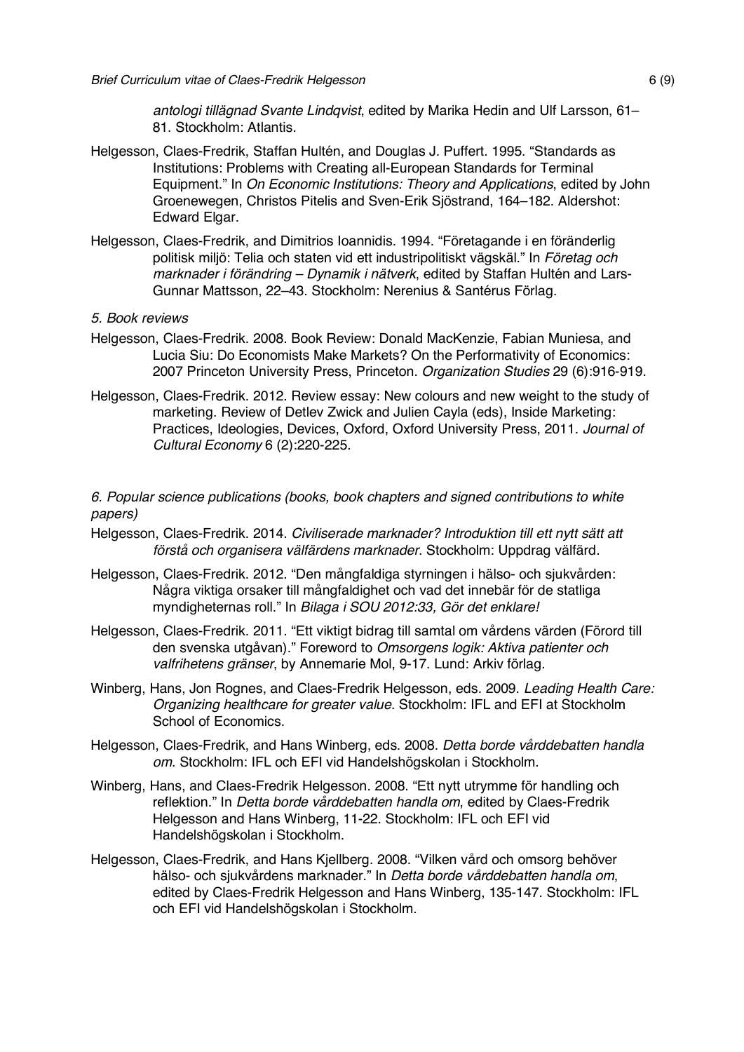*antologi tillägnad Svante Lindqvist*, edited by Marika Hedin and Ulf Larsson, 61–81. Stockholm: Atlantis.

Helgesson, Claes-Fredrik, Staffan Hultén, and Douglas J. Puffert. 1995. "Standards as Institutions: Problems with Creating all-European Standards for Terminal Equipment." In *On Economic Institutions: Theory and Applications*, edited by John Groenewegen, Christos Pitelis and Sven-Erik Sjöstrand, 164–182. Aldershot: Edward Elgar.

Helgesson, Claes-Fredrik, and Dimitrios Ioannidis. 1994. "Företagande i en föränderlig politisk miljö: Telia och staten vid ett industripolitiskt vägskäl." In *Företag och marknader i förändring – Dynamik i nätverk*, edited by Staffan Hultén and Lars-Gunnar Mattsson, 22–43. Stockholm: Nerenius & Santérus Förlag.

*5. Book reviews*

Helgesson, Claes-Fredrik. 2008. Book Review: Donald MacKenzie, Fabian Muniesa, and Lucia Siu: Do Economists Make Markets? On the Performativity of Economics: 2007 Princeton University Press, Princeton. *Organization Studies* 29 (6):916-919.

Helgesson, Claes-Fredrik. 2012. Review essay: New colours and new weight to the study of marketing. Review of Detlev Zwick and Julien Cayla (eds), Inside Marketing: Practices, Ideologies, Devices, Oxford, Oxford University Press, 2011. *Journal of Cultural Economy* 6 (2):220-225.

*6. Popular science publications (books, book chapters and signed contributions to white papers)*

Helgesson, Claes-Fredrik. 2014. *Civiliserade marknader? Introduktion till ett nytt sätt att förstå och organisera välfärdens marknader*. Stockholm: Uppdrag välfärd.

Helgesson, Claes-Fredrik. 2012. "Den mångfaldiga styrningen i hälso- och sjukvården: Några viktiga orsaker till mångfaldighet och vad det innebär för de statliga myndigheternas roll." In *Bilaga i SOU 2012:33, Gör det enklare!*

Helgesson, Claes-Fredrik. 2011. "Ett viktigt bidrag till samtal om vårdens värden (Förord till den svenska utgåvan)." Foreword to *Omsorgens logik: Aktiva patienter och valfrihetens gränser*, by Annemarie Mol, 9-17. Lund: Arkiv förlag.

Winberg, Hans, Jon Rognes, and Claes-Fredrik Helgesson, eds. 2009. *Leading Health Care: Organizing healthcare for greater value*. Stockholm: IFL and EFI at Stockholm School of Economics.

Helgesson, Claes-Fredrik, and Hans Winberg, eds. 2008. *Detta borde vårddebatten handla om*. Stockholm: IFL och EFI vid Handelshögskolan i Stockholm.

Winberg, Hans, and Claes-Fredrik Helgesson. 2008. "Ett nytt utrymme för handling och reflektion." In *Detta borde vårddebatten handla om*, edited by Claes-Fredrik Helgesson and Hans Winberg, 11-22. Stockholm: IFL och EFI vid Handelshögskolan i Stockholm.

Helgesson, Claes-Fredrik, and Hans Kjellberg. 2008. "Vilken vård och omsorg behöver hälso- och sjukvårdens marknader." In *Detta borde vårddebatten handla om*, edited by Claes-Fredrik Helgesson and Hans Winberg, 135-147. Stockholm: IFL och EFI vid Handelshögskolan i Stockholm.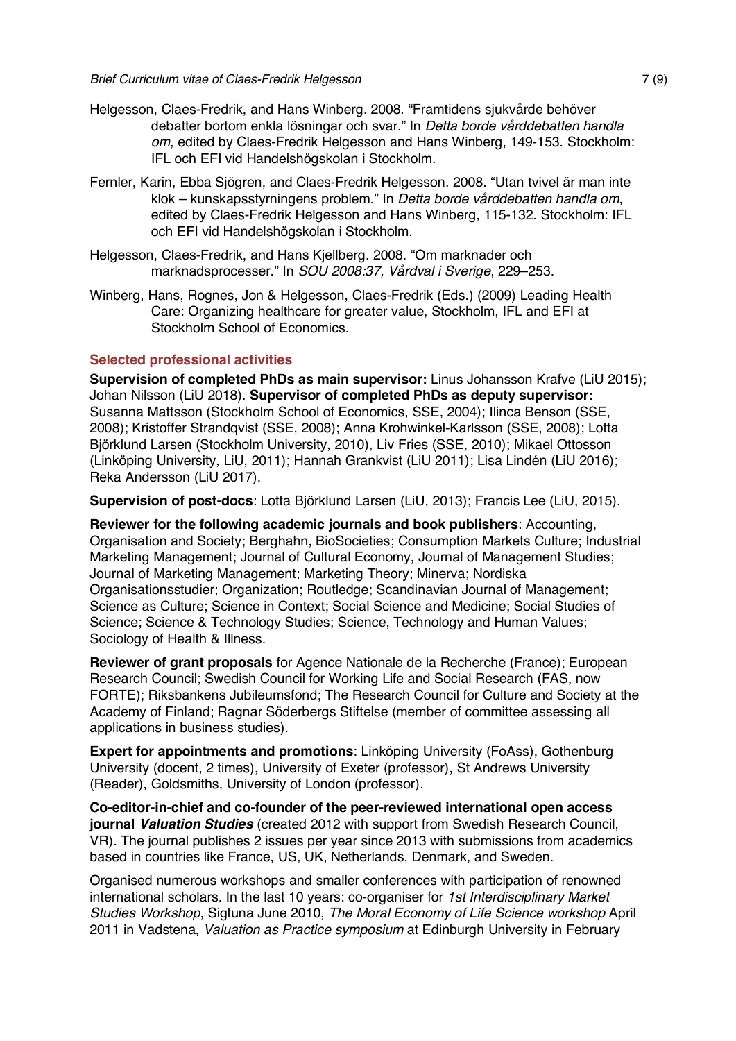Helgesson, Claes-Fredrik, and Hans Winberg. 2008. "Framtidens sjukvårde behöver debatter bortom enkla lösningar och svar." In *Detta borde vårddebatten handla om*, edited by Claes-Fredrik Helgesson and Hans Winberg, 149-153. Stockholm: IFL och EFI vid Handelshögskolan i Stockholm.

Fernler, Karin, Ebba Sjögren, and Claes-Fredrik Helgesson. 2008. "Utan tvivel är man inte klok – kunskapsstyrningens problem." In *Detta borde vårddebatten handla om*, edited by Claes-Fredrik Helgesson and Hans Winberg, 115-132. Stockholm: IFL och EFI vid Handelshögskolan i Stockholm.

Helgesson, Claes-Fredrik, and Hans Kjellberg. 2008. "Om marknader och marknadsprocesser." In *SOU 2008:37, Vårdval i Sverige*, 229–253.

Winberg, Hans, Rognes, Jon & Helgesson, Claes-Fredrik (Eds.) (2009) Leading Health Care: Organizing healthcare for greater value, Stockholm, IFL and EFI at Stockholm School of Economics.

## Selected professional activities

**Supervision of completed PhDs as main supervisor:** Linus Johansson Krafve (LiU 2015); Johan Nilsson (LiU 2018). **Supervisor of completed PhDs as deputy supervisor:** Susanna Mattsson (Stockholm School of Economics, SSE, 2004); Ilinca Benson (SSE, 2008); Kristoffer Strandqvist (SSE, 2008); Anna Krohwinkel-Karlsson (SSE, 2008); Lotta Björklund Larsen (Stockholm University, 2010), Liv Fries (SSE, 2010); Mikael Ottosson (Linköping University, LiU, 2011); Hannah Grankvist (LiU 2011); Lisa Lindén (LiU 2016); Reka Andersson (LiU 2017).

**Supervision of post-docs**: Lotta Björklund Larsen (LiU, 2013); Francis Lee (LiU, 2015).

**Reviewer for the following academic journals and book publishers**: Accounting, Organisation and Society; Berghahn, BioSocieties; Consumption Markets Culture; Industrial Marketing Management; Journal of Cultural Economy, Journal of Management Studies; Journal of Marketing Management; Marketing Theory; Minerva; Nordiska Organisationsstudier; Organization; Routledge; Scandinavian Journal of Management; Science as Culture; Science in Context; Social Science and Medicine; Social Studies of Science; Science & Technology Studies; Science, Technology and Human Values; Sociology of Health & Illness.

**Reviewer of grant proposals** for Agence Nationale de la Recherche (France); European Research Council; Swedish Council for Working Life and Social Research (FAS, now FORTE); Riksbankens Jubileumsfond; The Research Council for Culture and Society at the Academy of Finland; Ragnar Söderbergs Stiftelse (member of committee assessing all applications in business studies).

**Expert for appointments and promotions**: Linköping University (FoAss), Gothenburg University (docent, 2 times), University of Exeter (professor), St Andrews University (Reader), Goldsmiths, University of London (professor).

**Co-editor-in-chief and co-founder of the peer-reviewed international open access journal *Valuation Studies*** (created 2012 with support from Swedish Research Council, VR). The journal publishes 2 issues per year since 2013 with submissions from academics based in countries like France, US, UK, Netherlands, Denmark, and Sweden.

Organised numerous workshops and smaller conferences with participation of renowned international scholars. In the last 10 years: co-organiser for *1st Interdisciplinary Market Studies Workshop*, Sigtuna June 2010, *The Moral Economy of Life Science workshop* April 2011 in Vadstena, *Valuation as Practice symposium* at Edinburgh University in February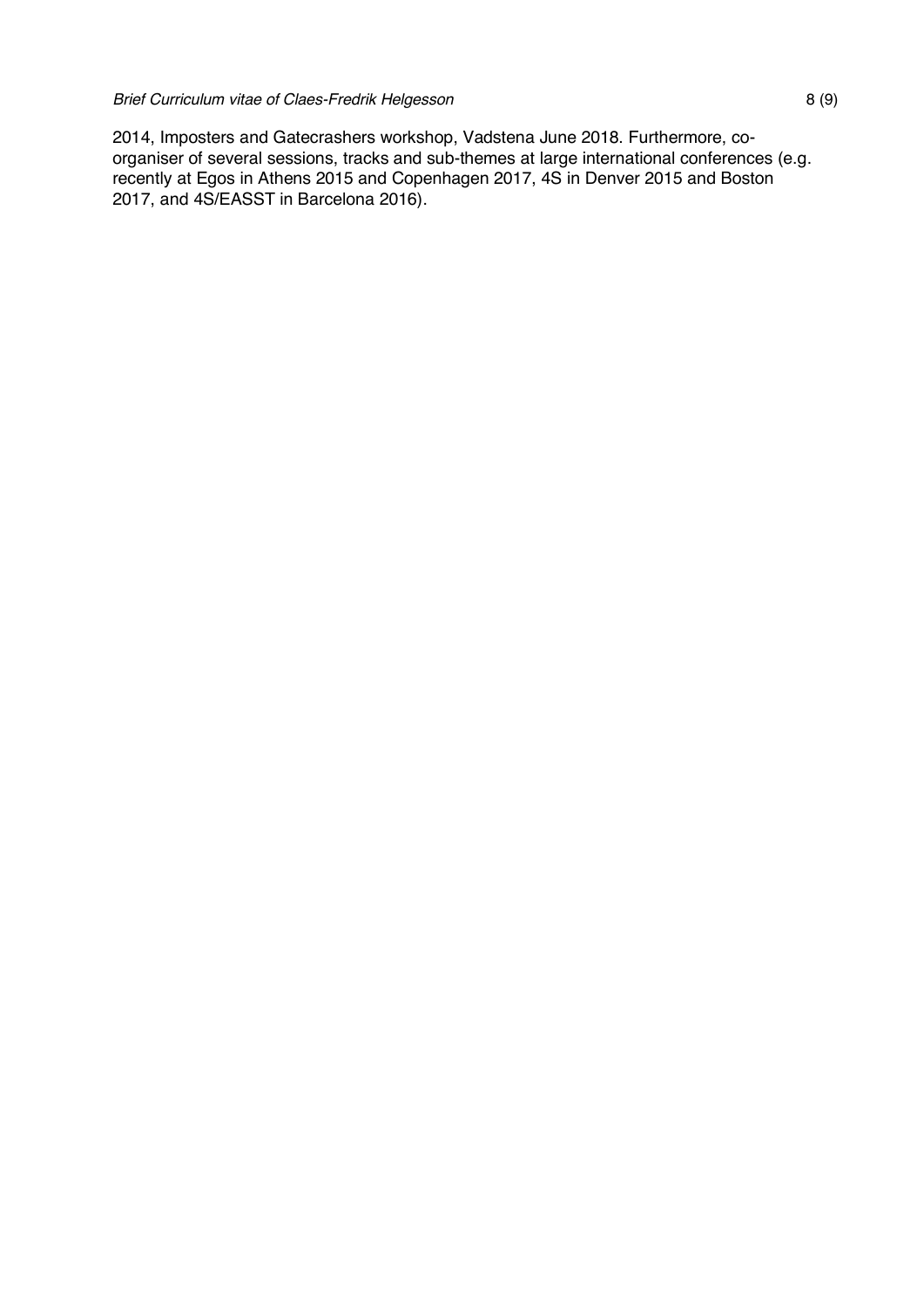2014, Imposters and Gatecrashers workshop, Vadstena June 2018. Furthermore, co-organiser of several sessions, tracks and sub-themes at large international conferences (e.g. recently at Egos in Athens 2015 and Copenhagen 2017, 4S in Denver 2015 and Boston 2017, and 4S/EASST in Barcelona 2016).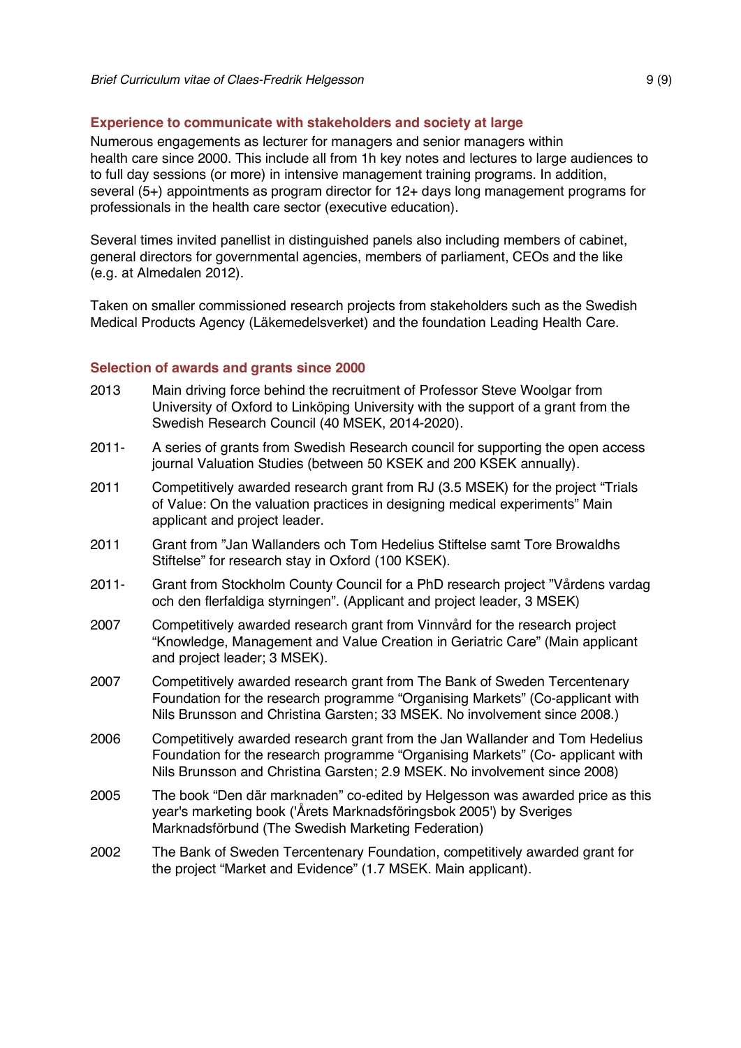## Experience to communicate with stakeholders and society at large

Numerous engagements as lecturer for managers and senior managers within health care since 2000. This include all from 1h key notes and lectures to large audiences to to full day sessions (or more) in intensive management training programs. In addition, several (5+) appointments as program director for 12+ days long management programs for professionals in the health care sector (executive education).

Several times invited panellist in distinguished panels also including members of cabinet, general directors for governmental agencies, members of parliament, CEOs and the like (e.g. at Almedalen 2012).

Taken on smaller commissioned research projects from stakeholders such as the Swedish Medical Products Agency (Läkemedelsverket) and the foundation Leading Health Care.

## Selection of awards and grants since 2000

| | |
|---|---|
| 2013 | Main driving force behind the recruitment of Professor Steve Woolgar from University of Oxford to Linköping University with the support of a grant from the Swedish Research Council (40 MSEK, 2014-2020). |
| 2011- | A series of grants from Swedish Research council for supporting the open access journal Valuation Studies (between 50 KSEK and 200 KSEK annually). |
| 2011 | Competitively awarded research grant from RJ (3.5 MSEK) for the project "Trials of Value: On the valuation practices in designing medical experiments" Main applicant and project leader. |
| 2011 | Grant from "Jan Wallanders och Tom Hedelius Stiftelse samt Tore Browaldhs Stiftelse" for research stay in Oxford (100 KSEK). |
| 2011- | Grant from Stockholm County Council for a PhD research project "Vårdens vardag och den flerfaldiga styrningen". (Applicant and project leader, 3 MSEK) |
| 2007 | Competitively awarded research grant from Vinnvård for the research project "Knowledge, Management and Value Creation in Geriatric Care" (Main applicant and project leader; 3 MSEK). |
| 2007 | Competitively awarded research grant from The Bank of Sweden Tercentenary Foundation for the research programme "Organising Markets" (Co-applicant with Nils Brunsson and Christina Garsten; 33 MSEK. No involvement since 2008.) |
| 2006 | Competitively awarded research grant from the Jan Wallander and Tom Hedelius Foundation for the research programme "Organising Markets" (Co- applicant with Nils Brunsson and Christina Garsten; 2.9 MSEK. No involvement since 2008) |
| 2005 | The book "Den där marknaden" co-edited by Helgesson was awarded price as this year's marketing book ('Årets Marknadsföringsbok 2005') by Sveriges Marknadsförbund (The Swedish Marketing Federation) |
| 2002 | The Bank of Sweden Tercentenary Foundation, competitively awarded grant for the project "Market and Evidence" (1.7 MSEK. Main applicant). |